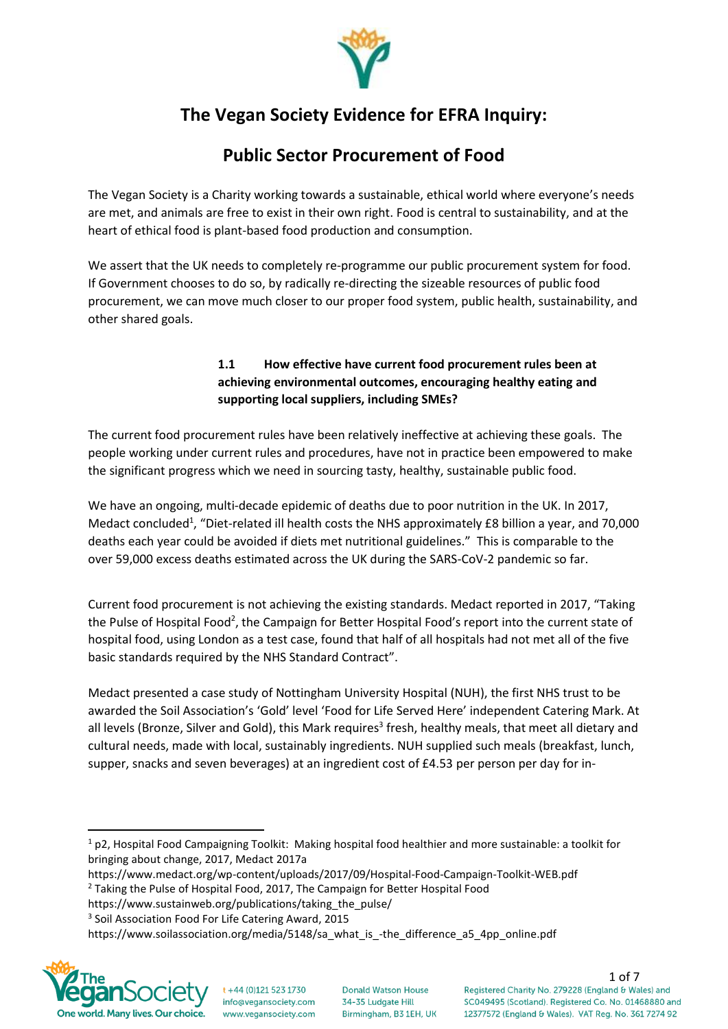# The Vegan Society Evidence for EFRA Inquiry:

## Public Sector Procurement of Food

The Vegan Society is a Charity working towards a sustainable, ethical world where everyone's needs are met, and animals are free to exist in their own right. Food is central to sustainability, and at the heart of ethical food is plant-based food production and consumption.

We assert that the UK needs to completely re-programme our public procurement system for food. If Government chooses to do so, by radically re-directing the sizeable resources of public food procurement, we can move much closer to our proper food system, public health, sustainability, and other shared goals.

### 1.1 How effective have current food procurement rules been at achieving environmental outcomes, encouraging healthy eating and supporting local suppliers, including SMEs?

The current food procurement rules have been relatively ineffective at achieving these goals. The people working under current rules and procedures, have not in practice been empowered to make the significant progress which we need in sourcing tasty, healthy, sustainable public food.

We have an ongoing, multi-decade epidemic of deaths due to poor nutrition in the UK. In 2017, Medact concluded[1], "Diet-related ill health costs the NHS approximately £8 billion a year, and 70,000 deaths each year could be avoided if diets met nutritional guidelines." This is comparable to the over 59,000 excess deaths estimated across the UK during the SARS-CoV-2 pandemic so far.

Current food procurement is not achieving the existing standards. Medact reported in 2017, "Taking the Pulse of Hospital Food[2], the Campaign for Better Hospital Food's report into the current state of hospital food, using London as a test case, found that half of all hospitals had not met all of the five basic standards required by the NHS Standard Contract".

Medact presented a case study of Nottingham University Hospital (NUH), the first NHS trust to be awarded the Soil Association's 'Gold' level 'Food for Life Served Here' independent Catering Mark. At all levels (Bronze, Silver and Gold), this Mark requires[3] fresh, healthy meals, that meet all dietary and cultural needs, made with local, sustainably ingredients. NUH supplied such meals (breakfast, lunch, supper, snacks and seven beverages) at an ingredient cost of £4.53 per person per day for in-

---

[1] p2, Hospital Food Campaigning Toolkit: Making hospital food healthier and more sustainable: a toolkit for bringing about change, 2017, Medact 2017a
https://www.medact.org/wp-content/uploads/2017/09/Hospital-Food-Campaign-Toolkit-WEB.pdf

[2] Taking the Pulse of Hospital Food, 2017, The Campaign for Better Hospital Food
https://www.sustainweb.org/publications/taking_the_pulse/

[3] Soil Association Food For Life Catering Award, 2015
https://www.soilassociation.org/media/5148/sa_what_is_-the_difference_a5_4pp_online.pdf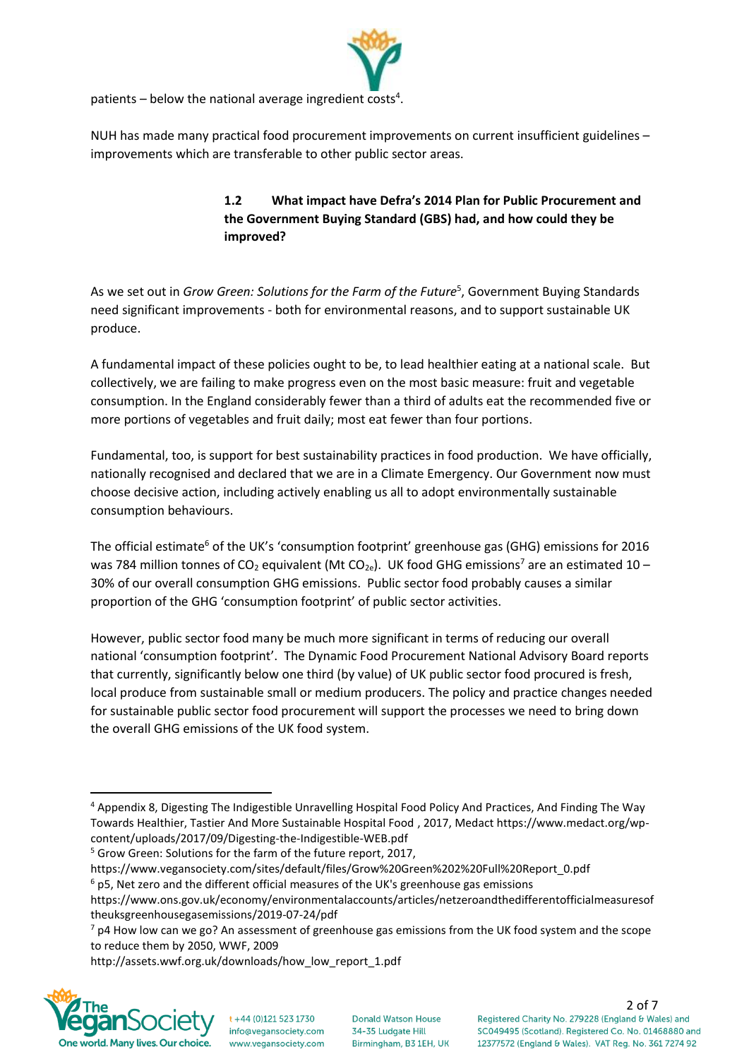patients – below the national average ingredient costs[4].

NUH has made many practical food procurement improvements on current insufficient guidelines – improvements which are transferable to other public sector areas.

### 1.2 What impact have Defra's 2014 Plan for Public Procurement and the Government Buying Standard (GBS) had, and how could they be improved?

As we set out in *Grow Green: Solutions for the Farm of the Future*[5], Government Buying Standards need significant improvements - both for environmental reasons, and to support sustainable UK produce.

A fundamental impact of these policies ought to be, to lead healthier eating at a national scale. But collectively, we are failing to make progress even on the most basic measure: fruit and vegetable consumption. In the England considerably fewer than a third of adults eat the recommended five or more portions of vegetables and fruit daily; most eat fewer than four portions.

Fundamental, too, is support for best sustainability practices in food production. We have officially, nationally recognised and declared that we are in a Climate Emergency. Our Government now must choose decisive action, including actively enabling us all to adopt environmentally sustainable consumption behaviours.

The official estimate[6] of the UK's 'consumption footprint' greenhouse gas (GHG) emissions for 2016 was 784 million tonnes of $CO_2$ equivalent (Mt $CO_{2e}$). UK food GHG emissions[7] are an estimated 10 – 30% of our overall consumption GHG emissions. Public sector food probably causes a similar proportion of the GHG 'consumption footprint' of public sector activities.

However, public sector food many be much more significant in terms of reducing our overall national 'consumption footprint'. The Dynamic Food Procurement National Advisory Board reports that currently, significantly below one third (by value) of UK public sector food procured is fresh, local produce from sustainable small or medium producers. The policy and practice changes needed for sustainable public sector food procurement will support the processes we need to bring down the overall GHG emissions of the UK food system.

---

[4] Appendix 8, Digesting The Indigestible Unravelling Hospital Food Policy And Practices, And Finding The Way Towards Healthier, Tastier And More Sustainable Hospital Food , 2017, Medact https://www.medact.org/wp-content/uploads/2017/09/Digesting-the-Indigestible-WEB.pdf

[5] Grow Green: Solutions for the farm of the future report, 2017, https://www.vegansociety.com/sites/default/files/Grow%20Green%202%20Full%20Report_0.pdf

[6] p5, Net zero and the different official measures of the UK's greenhouse gas emissions https://www.ons.gov.uk/economy/environmentalaccounts/articles/netzeroandthedifferentofficialmeasuresoftheuksgreenhousegasemissions/2019-07-24/pdf

[7] p4 How low can we go? An assessment of greenhouse gas emissions from the UK food system and the scope to reduce them by 2050, WWF, 2009 http://assets.wwf.org.uk/downloads/how_low_report_1.pdf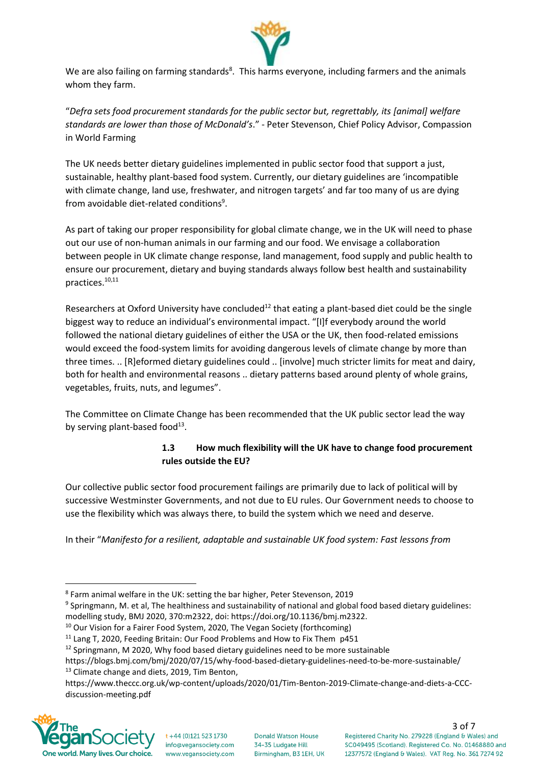We are also failing on farming standards[8]. This harms everyone, including farmers and the animals whom they farm.

"*Defra sets food procurement standards for the public sector but, regrettably, its [animal] welfare standards are lower than those of McDonald's*." - Peter Stevenson, Chief Policy Advisor, Compassion in World Farming

The UK needs better dietary guidelines implemented in public sector food that support a just, sustainable, healthy plant-based food system. Currently, our dietary guidelines are 'incompatible with climate change, land use, freshwater, and nitrogen targets' and far too many of us are dying from avoidable diet-related conditions[9].

As part of taking our proper responsibility for global climate change, we in the UK will need to phase out our use of non-human animals in our farming and our food. We envisage a collaboration between people in UK climate change response, land management, food supply and public health to ensure our procurement, dietary and buying standards always follow best health and sustainability practices.[10,11]

Researchers at Oxford University have concluded[12] that eating a plant-based diet could be the single biggest way to reduce an individual's environmental impact. "[I]f everybody around the world followed the national dietary guidelines of either the USA or the UK, then food-related emissions would exceed the food-system limits for avoiding dangerous levels of climate change by more than three times. .. [R]eformed dietary guidelines could .. [involve] much stricter limits for meat and dairy, both for health and environmental reasons .. dietary patterns based around plenty of whole grains, vegetables, fruits, nuts, and legumes".

The Committee on Climate Change has been recommended that the UK public sector lead the way by serving plant-based food[13].

### 1.3 How much flexibility will the UK have to change food procurement rules outside the EU?

Our collective public sector food procurement failings are primarily due to lack of political will by successive Westminster Governments, and not due to EU rules. Our Government needs to choose to use the flexibility which was always there, to build the system which we need and deserve.

In their "*Manifesto for a resilient, adaptable and sustainable UK food system: Fast lessons from*

---

[8] Farm animal welfare in the UK: setting the bar higher, Peter Stevenson, 2019

[9] Springmann, M. et al, The healthiness and sustainability of national and global food based dietary guidelines: modelling study, BMJ 2020, 370:m2322, doi: https://doi.org/10.1136/bmj.m2322.

[10] Our Vision for a Fairer Food System, 2020, The Vegan Society (forthcoming)

[11] Lang T, 2020, Feeding Britain: Our Food Problems and How to Fix Them p451

[12] Springmann, M 2020, Why food based dietary guidelines need to be more sustainable https://blogs.bmj.com/bmj/2020/07/15/why-food-based-dietary-guidelines-need-to-be-more-sustainable/

[13] Climate change and diets, 2019, Tim Benton, https://www.theccc.org.uk/wp-content/uploads/2020/01/Tim-Benton-2019-Climate-change-and-diets-a-CCC-discussion-meeting.pdf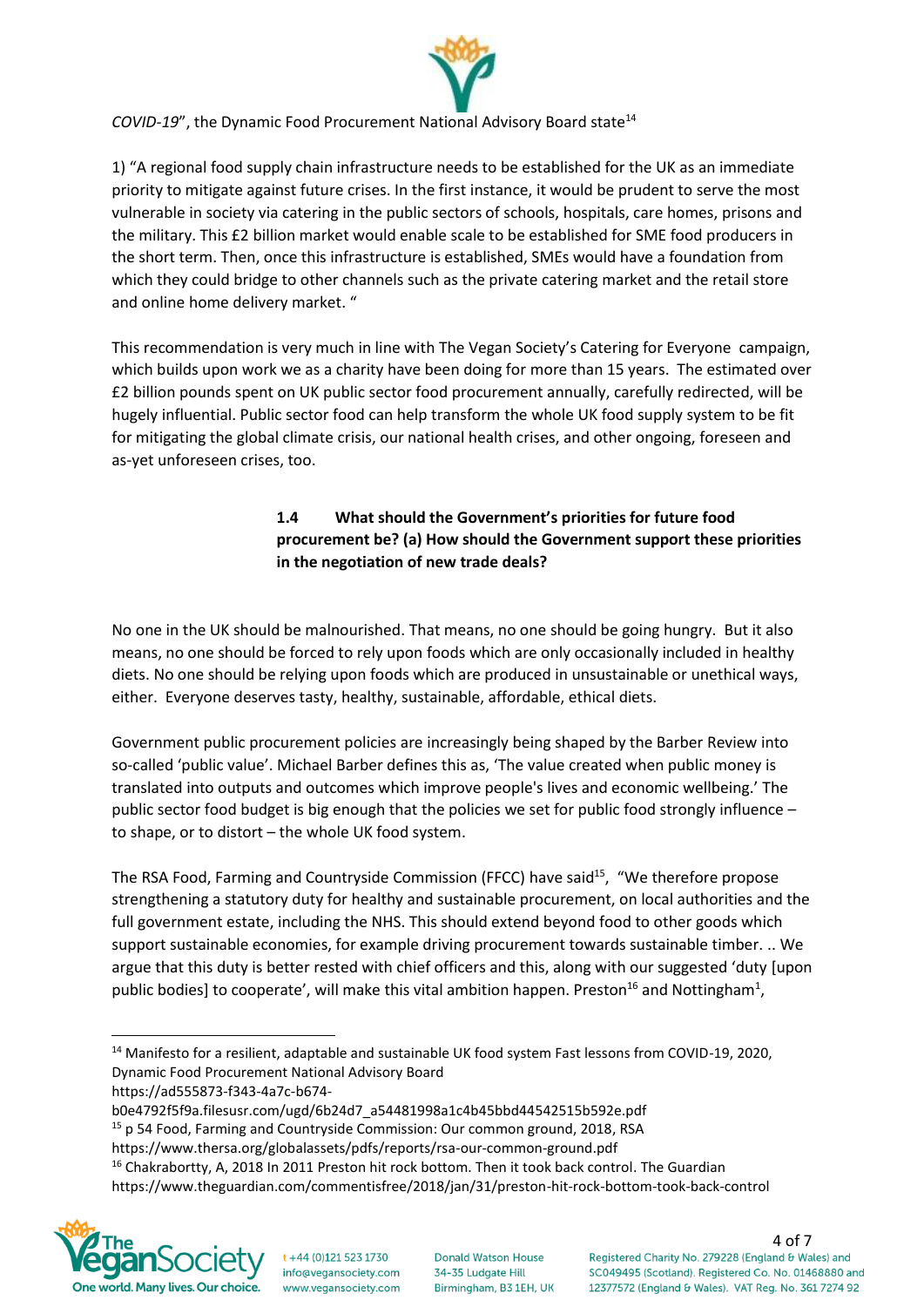*COVID-19*", the Dynamic Food Procurement National Advisory Board state[14]

1) "A regional food supply chain infrastructure needs to be established for the UK as an immediate priority to mitigate against future crises. In the first instance, it would be prudent to serve the most vulnerable in society via catering in the public sectors of schools, hospitals, care homes, prisons and the military. This £2 billion market would enable scale to be established for SME food producers in the short term. Then, once this infrastructure is established, SMEs would have a foundation from which they could bridge to other channels such as the private catering market and the retail store and online home delivery market. "

This recommendation is very much in line with The Vegan Society's Catering for Everyone campaign, which builds upon work we as a charity have been doing for more than 15 years. The estimated over £2 billion pounds spent on UK public sector food procurement annually, carefully redirected, will be hugely influential. Public sector food can help transform the whole UK food supply system to be fit for mitigating the global climate crisis, our national health crises, and other ongoing, foreseen and as-yet unforeseen crises, too.

### 1.4 What should the Government's priorities for future food procurement be? (a) How should the Government support these priorities in the negotiation of new trade deals?

No one in the UK should be malnourished. That means, no one should be going hungry. But it also means, no one should be forced to rely upon foods which are only occasionally included in healthy diets. No one should be relying upon foods which are produced in unsustainable or unethical ways, either. Everyone deserves tasty, healthy, sustainable, affordable, ethical diets.

Government public procurement policies are increasingly being shaped by the Barber Review into so-called 'public value'. Michael Barber defines this as, 'The value created when public money is translated into outputs and outcomes which improve people's lives and economic wellbeing.' The public sector food budget is big enough that the policies we set for public food strongly influence – to shape, or to distort – the whole UK food system.

The RSA Food, Farming and Countryside Commission (FFCC) have said[15], "We therefore propose strengthening a statutory duty for healthy and sustainable procurement, on local authorities and the full government estate, including the NHS. This should extend beyond food to other goods which support sustainable economies, for example driving procurement towards sustainable timber. .. We argue that this duty is better rested with chief officers and this, along with our suggested 'duty [upon public bodies] to cooperate', will make this vital ambition happen. Preston[16] and Nottingham[1],

---

[14] Manifesto for a resilient, adaptable and sustainable UK food system Fast lessons from COVID-19, 2020, Dynamic Food Procurement National Advisory Board https://ad555873-f343-4a7c-b674-b0e4792f5f9a.filesusr.com/ugd/6b24d7_a54481998a1c4b45bbd44542515b592e.pdf

[15] p 54 Food, Farming and Countryside Commission: Our common ground, 2018, RSA https://www.thersa.org/globalassets/pdfs/reports/rsa-our-common-ground.pdf

[16] Chakrabortty, A, 2018 In 2011 Preston hit rock bottom. Then it took back control. The Guardian https://www.theguardian.com/commentisfree/2018/jan/31/preston-hit-rock-bottom-took-back-control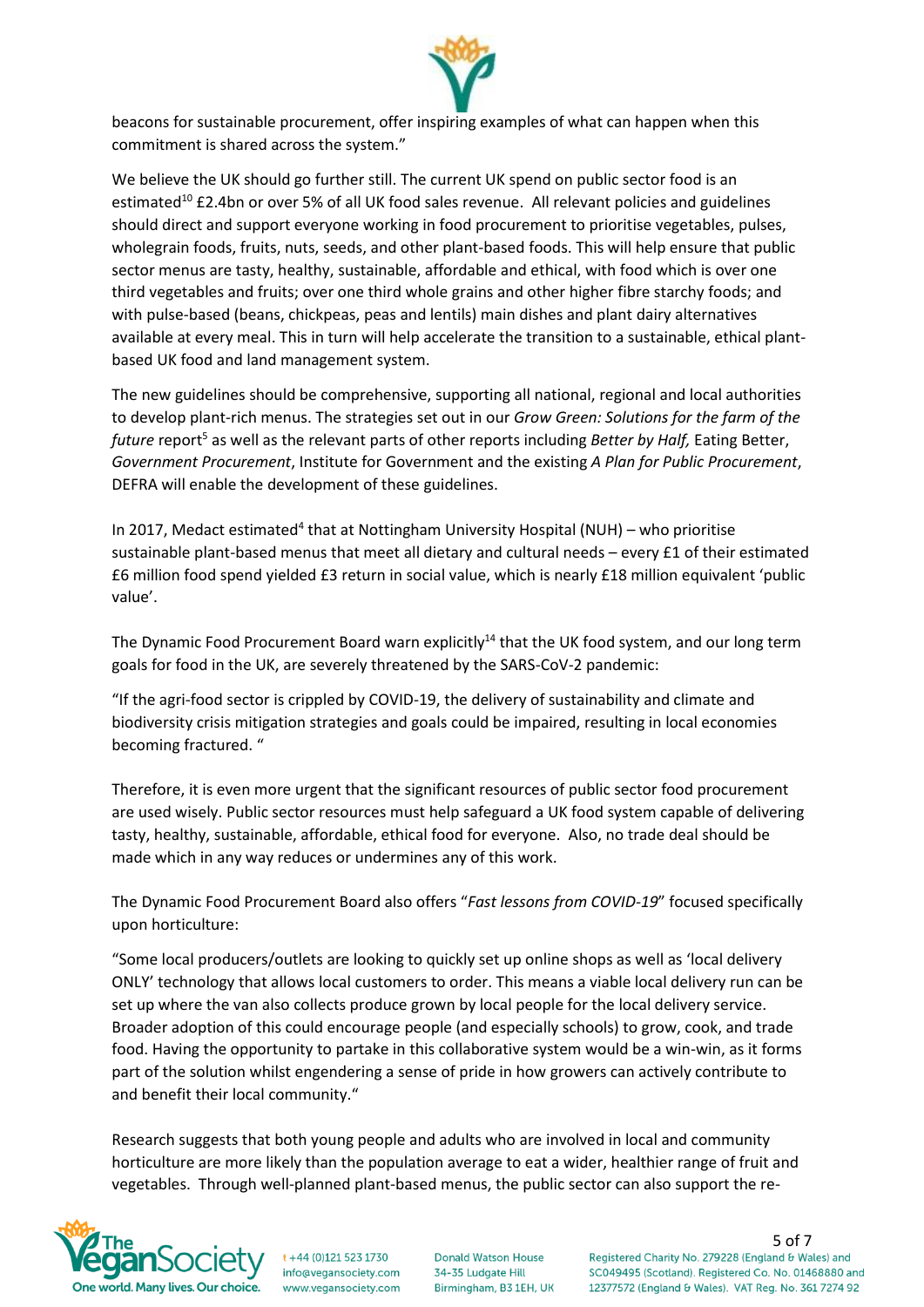beacons for sustainable procurement, offer inspiring examples of what can happen when this commitment is shared across the system."

We believe the UK should go further still. The current UK spend on public sector food is an estimated[10] £2.4bn or over 5% of all UK food sales revenue. All relevant policies and guidelines should direct and support everyone working in food procurement to prioritise vegetables, pulses, wholegrain foods, fruits, nuts, seeds, and other plant-based foods. This will help ensure that public sector menus are tasty, healthy, sustainable, affordable and ethical, with food which is over one third vegetables and fruits; over one third whole grains and other higher fibre starchy foods; and with pulse-based (beans, chickpeas, peas and lentils) main dishes and plant dairy alternatives available at every meal. This in turn will help accelerate the transition to a sustainable, ethical plant-based UK food and land management system.

The new guidelines should be comprehensive, supporting all national, regional and local authorities to develop plant-rich menus. The strategies set out in our *Grow Green: Solutions for the farm of the future* report[5] as well as the relevant parts of other reports including *Better by Half,* Eating Better, *Government Procurement*, Institute for Government and the existing *A Plan for Public Procurement*, DEFRA will enable the development of these guidelines.

In 2017, Medact estimated[4] that at Nottingham University Hospital (NUH) – who prioritise sustainable plant-based menus that meet all dietary and cultural needs – every £1 of their estimated £6 million food spend yielded £3 return in social value, which is nearly £18 million equivalent 'public value'.

The Dynamic Food Procurement Board warn explicitly[14] that the UK food system, and our long term goals for food in the UK, are severely threatened by the SARS-CoV-2 pandemic:

"If the agri-food sector is crippled by COVID-19, the delivery of sustainability and climate and biodiversity crisis mitigation strategies and goals could be impaired, resulting in local economies becoming fractured. "

Therefore, it is even more urgent that the significant resources of public sector food procurement are used wisely. Public sector resources must help safeguard a UK food system capable of delivering tasty, healthy, sustainable, affordable, ethical food for everyone. Also, no trade deal should be made which in any way reduces or undermines any of this work.

The Dynamic Food Procurement Board also offers "*Fast lessons from COVID-19*" focused specifically upon horticulture:

"Some local producers/outlets are looking to quickly set up online shops as well as 'local delivery ONLY' technology that allows local customers to order. This means a viable local delivery run can be set up where the van also collects produce grown by local people for the local delivery service. Broader adoption of this could encourage people (and especially schools) to grow, cook, and trade food. Having the opportunity to partake in this collaborative system would be a win-win, as it forms part of the solution whilst engendering a sense of pride in how growers can actively contribute to and benefit their local community."

Research suggests that both young people and adults who are involved in local and community horticulture are more likely than the population average to eat a wider, healthier range of fruit and vegetables. Through well-planned plant-based menus, the public sector can also support the re-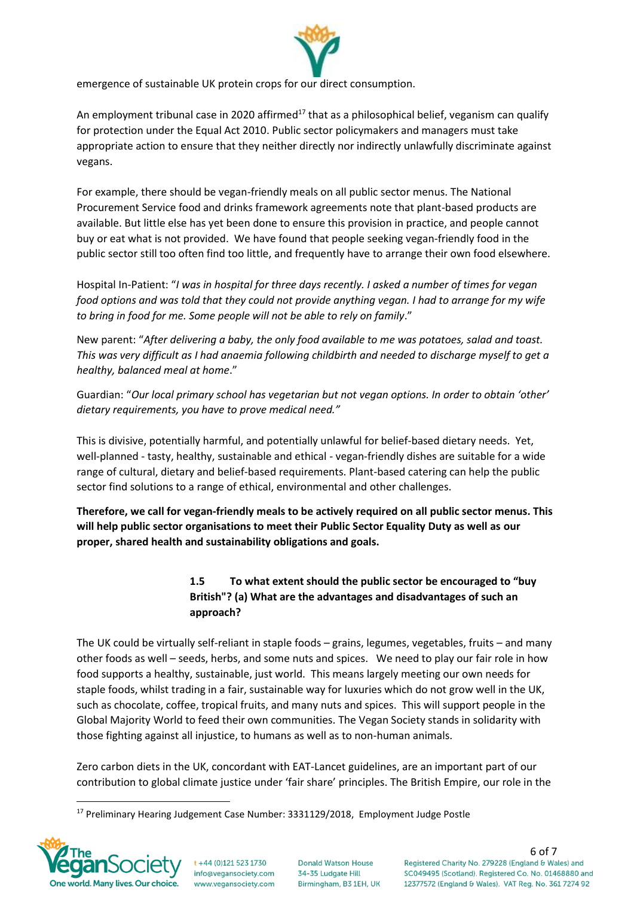emergence of sustainable UK protein crops for our direct consumption.

An employment tribunal case in 2020 affirmed[17] that as a philosophical belief, veganism can qualify for protection under the Equal Act 2010. Public sector policymakers and managers must take appropriate action to ensure that they neither directly nor indirectly unlawfully discriminate against vegans.

For example, there should be vegan-friendly meals on all public sector menus. The National Procurement Service food and drinks framework agreements note that plant-based products are available. But little else has yet been done to ensure this provision in practice, and people cannot buy or eat what is not provided. We have found that people seeking vegan-friendly food in the public sector still too often find too little, and frequently have to arrange their own food elsewhere.

Hospital In-Patient: "*I was in hospital for three days recently. I asked a number of times for vegan food options and was told that they could not provide anything vegan. I had to arrange for my wife to bring in food for me. Some people will not be able to rely on family*."

New parent: "*After delivering a baby, the only food available to me was potatoes, salad and toast. This was very difficult as I had anaemia following childbirth and needed to discharge myself to get a healthy, balanced meal at home*."

Guardian: "*Our local primary school has vegetarian but not vegan options. In order to obtain 'other' dietary requirements, you have to prove medical need."*

This is divisive, potentially harmful, and potentially unlawful for belief-based dietary needs. Yet, well-planned - tasty, healthy, sustainable and ethical - vegan-friendly dishes are suitable for a wide range of cultural, dietary and belief-based requirements. Plant-based catering can help the public sector find solutions to a range of ethical, environmental and other challenges.

**Therefore, we call for vegan-friendly meals to be actively required on all public sector menus. This will help public sector organisations to meet their Public Sector Equality Duty as well as our proper, shared health and sustainability obligations and goals.**

### 1.5 To what extent should the public sector be encouraged to "buy British"? (a) What are the advantages and disadvantages of such an approach?

The UK could be virtually self-reliant in staple foods – grains, legumes, vegetables, fruits – and many other foods as well – seeds, herbs, and some nuts and spices. We need to play our fair role in how food supports a healthy, sustainable, just world. This means largely meeting our own needs for staple foods, whilst trading in a fair, sustainable way for luxuries which do not grow well in the UK, such as chocolate, coffee, tropical fruits, and many nuts and spices. This will support people in the Global Majority World to feed their own communities. The Vegan Society stands in solidarity with those fighting against all injustice, to humans as well as to non-human animals.

Zero carbon diets in the UK, concordant with EAT-Lancet guidelines, are an important part of our contribution to global climate justice under 'fair share' principles. The British Empire, our role in the

---

[17] Preliminary Hearing Judgement Case Number: 3331129/2018, Employment Judge Postle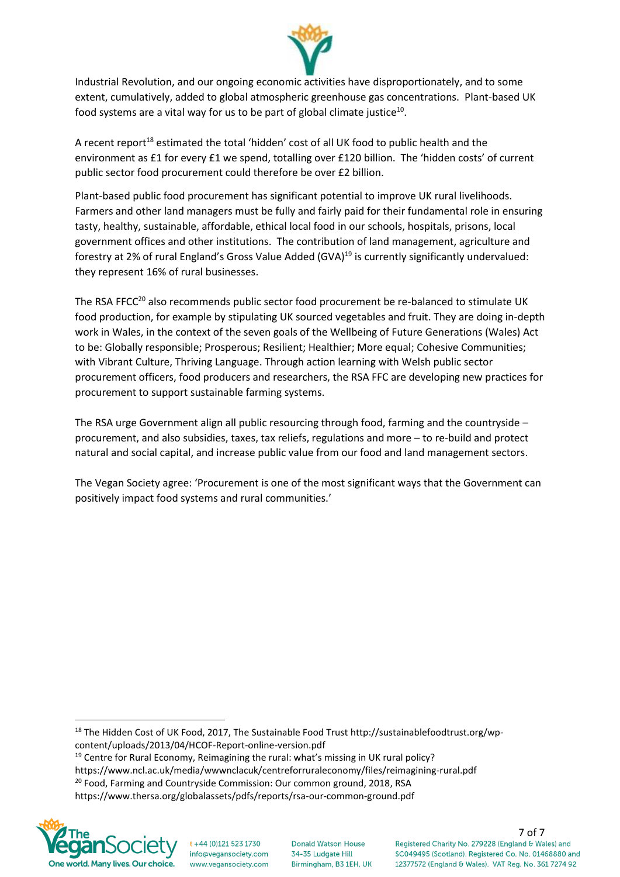Industrial Revolution, and our ongoing economic activities have disproportionately, and to some extent, cumulatively, added to global atmospheric greenhouse gas concentrations. Plant-based UK food systems are a vital way for us to be part of global climate justice[10].

A recent report[18] estimated the total 'hidden' cost of all UK food to public health and the environment as £1 for every £1 we spend, totalling over £120 billion. The 'hidden costs' of current public sector food procurement could therefore be over £2 billion.

Plant-based public food procurement has significant potential to improve UK rural livelihoods. Farmers and other land managers must be fully and fairly paid for their fundamental role in ensuring tasty, healthy, sustainable, affordable, ethical local food in our schools, hospitals, prisons, local government offices and other institutions. The contribution of land management, agriculture and forestry at 2% of rural England's Gross Value Added (GVA)[19] is currently significantly undervalued: they represent 16% of rural businesses.

The RSA FFCC[20] also recommends public sector food procurement be re-balanced to stimulate UK food production, for example by stipulating UK sourced vegetables and fruit. They are doing in-depth work in Wales, in the context of the seven goals of the Wellbeing of Future Generations (Wales) Act to be: Globally responsible; Prosperous; Resilient; Healthier; More equal; Cohesive Communities; with Vibrant Culture, Thriving Language. Through action learning with Welsh public sector procurement officers, food producers and researchers, the RSA FFC are developing new practices for procurement to support sustainable farming systems.

The RSA urge Government align all public resourcing through food, farming and the countryside – procurement, and also subsidies, taxes, tax reliefs, regulations and more – to re-build and protect natural and social capital, and increase public value from our food and land management sectors.

The Vegan Society agree: 'Procurement is one of the most significant ways that the Government can positively impact food systems and rural communities.'

---

[18] The Hidden Cost of UK Food, 2017, The Sustainable Food Trust http://sustainablefoodtrust.org/wp-content/uploads/2013/04/HCOF-Report-online-version.pdf

[19] Centre for Rural Economy, Reimagining the rural: what's missing in UK rural policy? https://www.ncl.ac.uk/media/wwwnclacuk/centreforruraleconomy/files/reimagining-rural.pdf

[20] Food, Farming and Countryside Commission: Our common ground, 2018, RSA https://www.thersa.org/globalassets/pdfs/reports/rsa-our-common-ground.pdf